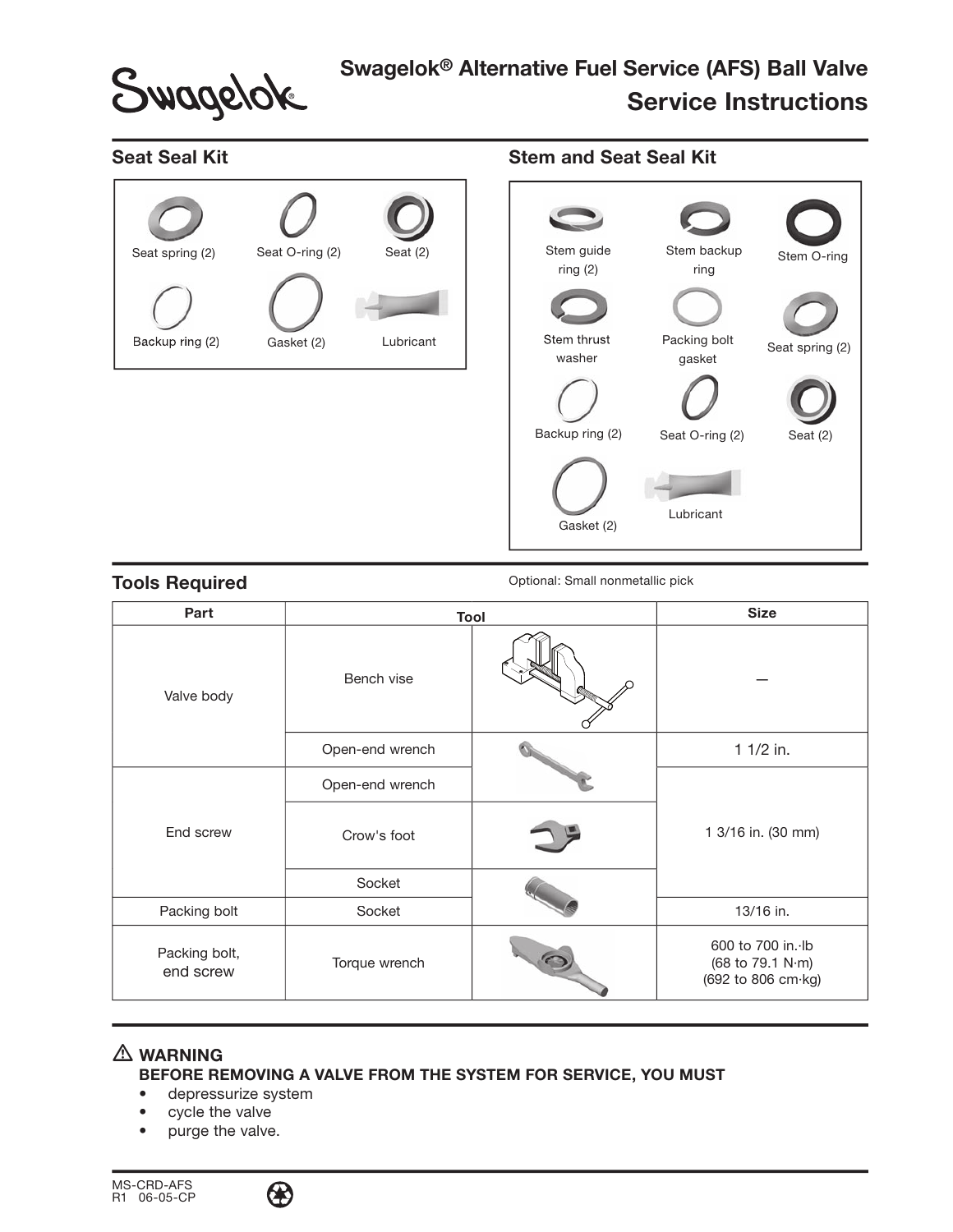# Swagelok® Alternative Fuel Service (AFS) Ball Valve

## Service Instructions

### Seat Seal Kit

- Seat spring (2)
- Seat O-ring (2)
- Seat (2)
- Backup ring (2)
- Gasket (2)
- Lubricant

### Stem and Seat Seal Kit

- Stem guide ring (2)
- Stem backup ring
- Stem O-ring
- Stem thrust washer
- Packing bolt gasket
- Seat spring (2)
- Backup ring (2)
- Seat O-ring (2)
- Seat (2)
- Gasket (2)
- Lubricant

### Tools Required

Optional: Small nonmetallic pick

| Part | Tool | Size |
|---|---|---|
| Valve body | Bench vise | — |
| | Open-end wrench | 1 1/2 in. |
| End screw | Open-end wrench | 1 3/16 in. (30 mm) |
| | Crow's foot | |
| | Socket | |
| Packing bolt | Socket | 13/16 in. |
| Packing bolt, end screw | Torque wrench | 600 to 700 in.·lb (68 to 79.1 N·m) (692 to 806 cm·kg) |

### ⚠ WARNING

**BEFORE REMOVING A VALVE FROM THE SYSTEM FOR SERVICE, YOU MUST**

- depressurize system
- cycle the valve
- purge the valve.

MS-CRD-AFS
R1 06-05-CP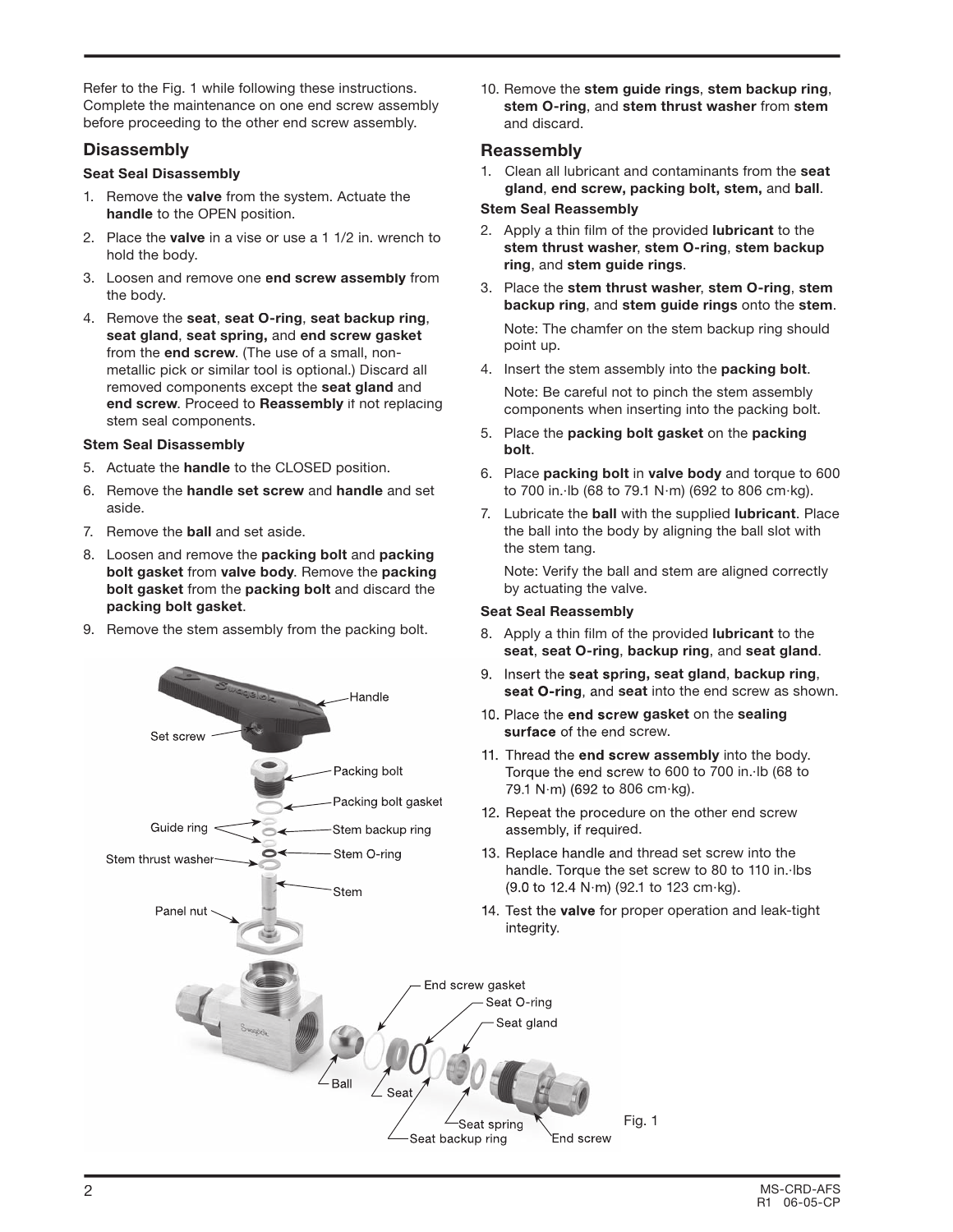Refer to the Fig. 1 while following these instructions. Complete the maintenance on one end screw assembly before proceeding to the other end screw assembly.

## Disassembly

### Seat Seal Disassembly

1. Remove the **valve** from the system. Actuate the **handle** to the OPEN position.
2. Place the **valve** in a vise or use a 1 1/2 in. wrench to hold the body.
3. Loosen and remove one **end screw assembly** from the body.
4. Remove the **seat**, **seat O-ring**, **seat backup ring**, **seat gland**, **seat spring,** and **end screw gasket** from the **end screw**. (The use of a small, non-metallic pick or similar tool is optional.) Discard all removed components except the **seat gland** and **end screw**. Proceed to **Reassembly** if not replacing stem seal components.

### Stem Seal Disassembly

5. Actuate the **handle** to the CLOSED position.
6. Remove the **handle set screw** and **handle** and set aside.
7. Remove the **ball** and set aside.
8. Loosen and remove the **packing bolt** and **packing bolt gasket** from **valve body**. Remove the **packing bolt gasket** from the **packing bolt** and discard the **packing bolt gasket**.
9. Remove the stem assembly from the packing bolt.
10. Remove the **stem guide rings**, **stem backup ring**, **stem O-ring**, and **stem thrust washer** from **stem** and discard.

## Reassembly

1. Clean all lubricant and contaminants from the **seat gland**, **end screw, packing bolt, stem,** and **ball**.

### Stem Seal Reassembly

2. Apply a thin film of the provided **lubricant** to the **stem thrust washer**, **stem O-ring**, **stem backup ring**, and **stem guide rings**.
3. Place the **stem thrust washer**, **stem O-ring**, **stem backup ring**, and **stem guide rings** onto the **stem**.

   Note: The chamfer on the stem backup ring should point up.
4. Insert the stem assembly into the **packing bolt**.

   Note: Be careful not to pinch the stem assembly components when inserting into the packing bolt.
5. Place the **packing bolt gasket** on the **packing bolt**.
6. Place **packing bolt** in **valve body** and torque to 600 to 700 in.·lb (68 to 79.1 N·m) (692 to 806 cm·kg).
7. Lubricate the **ball** with the supplied **lubricant**. Place the ball into the body by aligning the ball slot with the stem tang.

   Note: Verify the ball and stem are aligned correctly by actuating the valve.

### Seat Seal Reassembly

8. Apply a thin film of the provided **lubricant** to the **seat**, **seat O-ring**, **backup ring**, and **seat gland**.
9. Insert the **seat spring, seat gland**, **backup ring**, **seat O-ring**, and **seat** into the end screw as shown.
10. Place the **end screw gasket** on the **sealing surface** of the end screw.
11. Thread the **end screw assembly** into the body. Torque the end screw to 600 to 700 in.·lb (68 to 79.1 N·m) (692 to 806 cm·kg).
12. Repeat the procedure on the other end screw assembly, if required.
13. Replace handle and thread set screw into the handle. Torque the set screw to 80 to 110 in.·lbs (9.0 to 12.4 N·m) (92.1 to 123 cm·kg).
14. Test the **valve** for proper operation and leak-tight integrity.

Handle, Set screw, Packing bolt, Packing bolt gasket, Guide ring, Stem backup ring, Stem O-ring, Stem thrust washer, Stem, Panel nut, End screw gasket, Seat O-ring, Seat gland, Ball, Seat, Seat spring, Seat backup ring, End screw

Fig. 1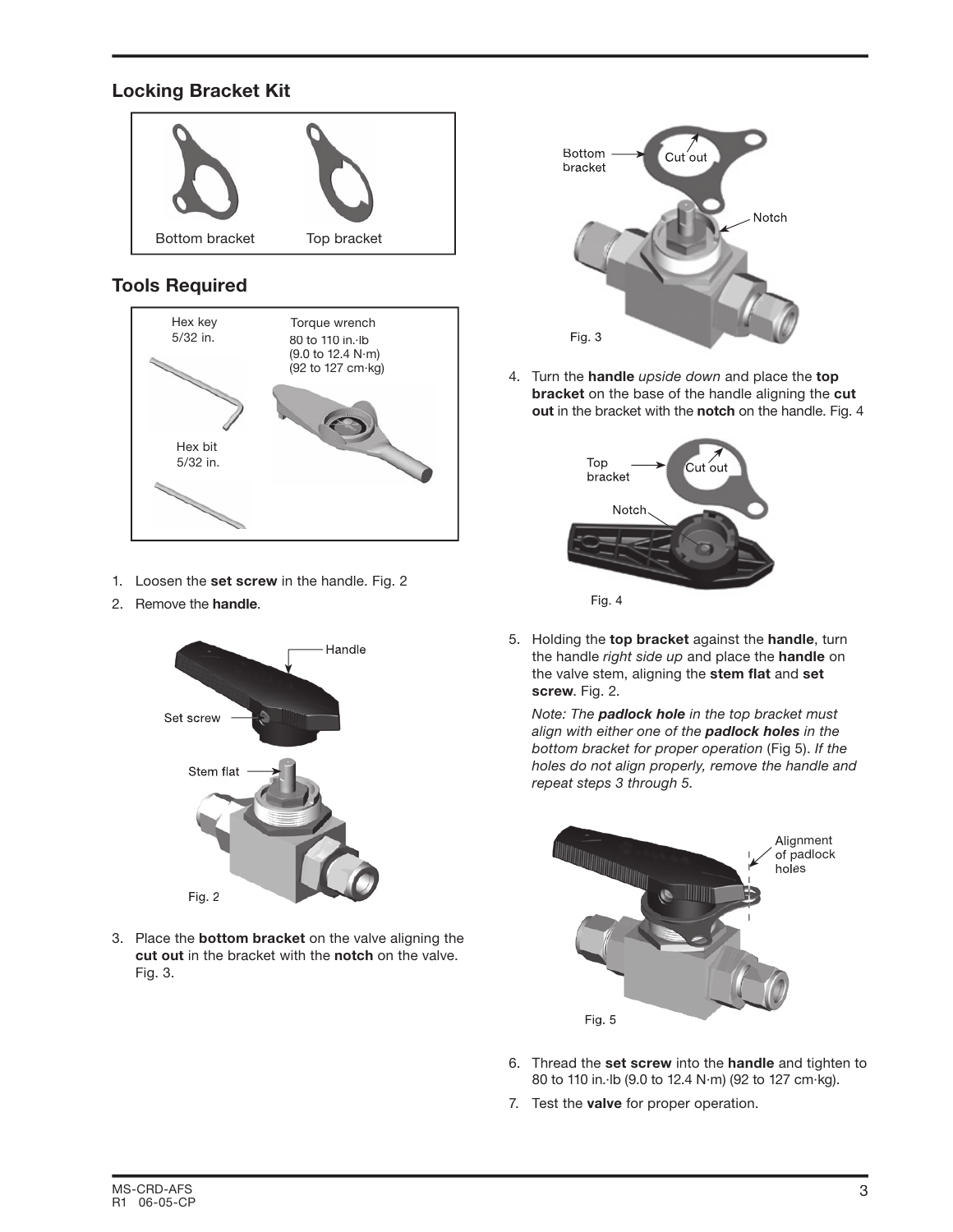## Locking Bracket Kit

Bottom bracket    Top bracket

## Tools Required

Hex key 5/32 in.

Hex bit 5/32 in.

Torque wrench 80 to 110 in.·lb (9.0 to 12.4 N·m) (92 to 127 cm·kg)

1. Loosen the **set screw** in the handle. Fig. 2
2. Remove the **handle**.

Fig. 2

3. Place the **bottom bracket** on the valve aligning the **cut out** in the bracket with the **notch** on the valve. Fig. 3.

Fig. 3

4. Turn the **handle** *upside down* and place the **top bracket** on the base of the handle aligning the **cut out** in the bracket with the **notch** on the handle. Fig. 4

Fig. 4

5. Holding the **top bracket** against the **handle**, turn the handle *right side up* and place the **handle** on the valve stem, aligning the **stem flat** and **set screw**. Fig. 2.

   *Note: The* ***padlock hole*** *in the top bracket must align with either one of the* ***padlock holes*** *in the bottom bracket for proper operation* (Fig 5)*. If the holes do not align properly, remove the handle and repeat steps 3 through 5.*

Fig. 5

6. Thread the **set screw** into the **handle** and tighten to 80 to 110 in.·lb (9.0 to 12.4 N·m) (92 to 127 cm·kg).
7. Test the **valve** for proper operation.

MS-CRD-AFS
R1 06-05-CP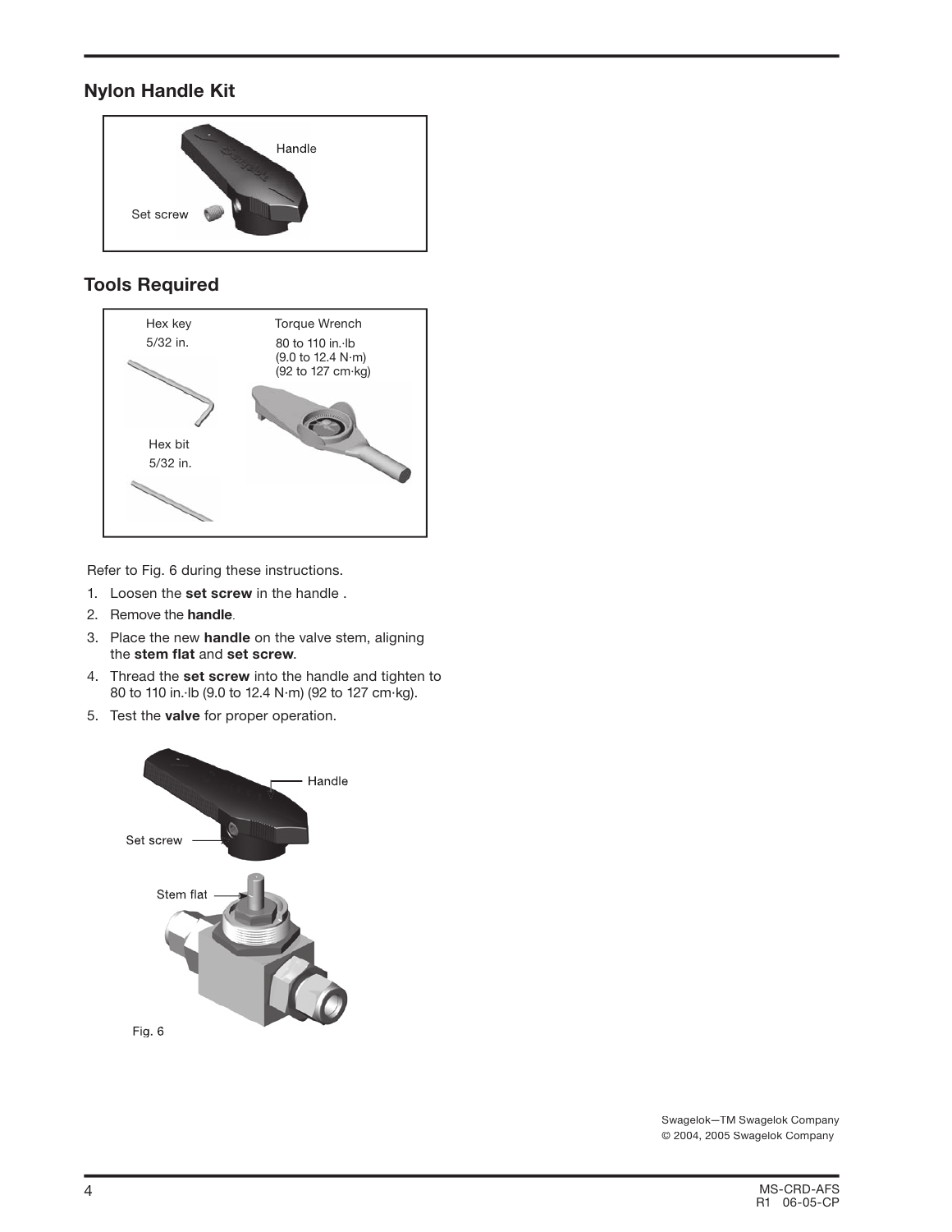## Nylon Handle Kit

Handle

Set screw

## Tools Required

Hex key
5/32 in.

Hex bit
5/32 in.

Torque Wrench
80 to 110 in.·lb
(9.0 to 12.4 N·m)
(92 to 127 cm·kg)

Refer to Fig. 6 during these instructions.

1. Loosen the **set screw** in the handle .
2. Remove the **handle**.
3. Place the new **handle** on the valve stem, aligning the **stem flat** and **set screw**.
4. Thread the **set screw** into the handle and tighten to 80 to 110 in.·lb (9.0 to 12.4 N·m) (92 to 127 cm·kg).
5. Test the **valve** for proper operation.

Handle

Set screw

Stem flat

Fig. 6

Swagelok—TM Swagelok Company
© 2004, 2005 Swagelok Company

MS-CRD-AFS
R1 06-05-CP